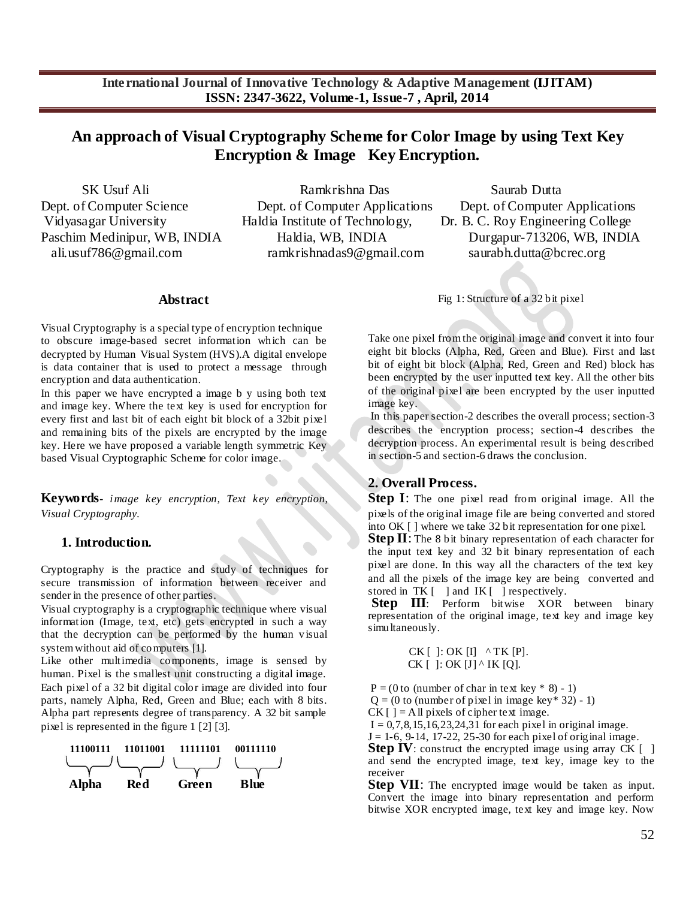# An approach of Visual Cryptography Scheme for Color Image by using Text Key Encryption & Image Key Encryption.

SK Usuf Ali
Dept. of Computer Science
Vidyasagar University
Paschim Medinipur, WB, INDIA
ali.usuf786@gmail.com

Ramkrishna Das
Dept. of Computer Applications
Haldia Institute of Technology,
Haldia, WB, INDIA
ramkrishnadas9@gmail.com

Saurab Dutta
Dept. of Computer Applications
Dr. B. C. Roy Engineering College
Durgapur-713206, WB, INDIA
saurabh.dutta@bcrec.org

## Abstract

Visual Cryptography is a special type of encryption technique to obscure image-based secret information which can be decrypted by Human Visual System (HVS).A digital envelope is data container that is used to protect a message through encryption and data authentication.

In this paper we have encrypted a image b y using both text and image key. Where the text key is used for encryption for every first and last bit of each eight bit block of a 32bit pixel and remaining bits of the pixels are encrypted by the image key. Here we have proposed a variable length symmetric Key based Visual Cryptographic Scheme for color image.

**Keywords**- *image key encryption, Text key encryption, Visual Cryptography.*

## 1. Introduction.

Cryptography is the practice and study of techniques for secure transmission of information between receiver and sender in the presence of other parties.

Visual cryptography is a cryptographic technique where visual information (Image, text, etc) gets encrypted in such a way that the decryption can be performed by the human visual system without aid of computers [1].

Like other multimedia components, image is sensed by human. Pixel is the smallest unit constructing a digital image. Each pixel of a 32 bit digital color image are divided into four parts, namely Alpha, Red, Green and Blue; each with 8 bits. Alpha part represents degree of transparency. A 32 bit sample pixel is represented in the figure 1 [2] [3].

| 11100111 | 11011001 | 11111101 | 00111110 |
|---|---|---|---|
| **Alpha** | **Red** | **Green** | **Blue** |

Fig 1: Structure of a 32 bit pixel

Take one pixel from the original image and convert it into four eight bit blocks (Alpha, Red, Green and Blue). First and last bit of eight bit block (Alpha, Red, Green and Red) block has been encrypted by the user inputted text key. All the other bits of the original pixel are been encrypted by the user inputted image key.

In this paper section-2 describes the overall process; section-3 describes the encryption process; section-4 describes the decryption process. An experimental result is being described in section-5 and section-6 draws the conclusion.

## 2. Overall Process.

**Step I**: The one pixel read from original image. All the pixels of the original image file are being converted and stored into OK [ ] where we take 32 bit representation for one pixel.

**Step II**: The 8 bit binary representation of each character for the input text key and 32 bit binary representation of each pixel are done. In this way all the characters of the text key and all the pixels of the image key are being converted and stored in TK [ ] and IK [ ] respectively.

**Step III**: Perform bitwise XOR between binary representation of the original image, text key and image key simultaneously.

CK [ ]: OK [I] ^ TK [P].
CK [ ]: OK [J] ^ IK [Q].

P = (0 to (number of char in text key * 8) - 1)
Q = (0 to (number of pixel in image key* 32) - 1)
CK [ ] = All pixels of cipher text image.
I = 0,7,8,15,16,23,24,31 for each pixel in original image.
J = 1-6, 9-14, 17-22, 25-30 for each pixel of original image.

**Step IV**: construct the encrypted image using array CK [ ] and send the encrypted image, text key, image key to the receiver

**Step VII**: The encrypted image would be taken as input. Convert the image into binary representation and perform bitwise XOR encrypted image, text key and image key. Now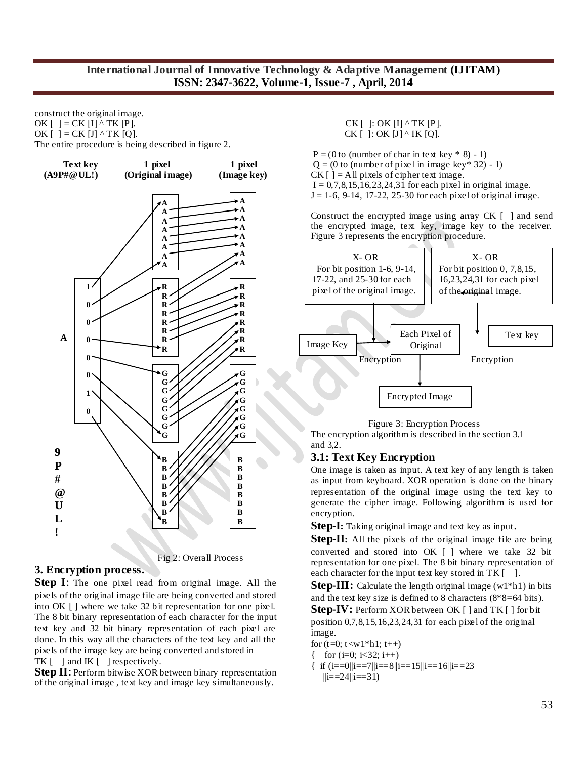construct the original image.
OK [ ] = CK [I] ^ TK [P].
OK [ ] = CK [J] ^ TK [Q].
The entire procedure is being described in figure 2.

Fig 2: Overall Process

## 3. Encryption process.

**Step I**: The one pixel read from original image. All the pixels of the original image file are being converted and stored into OK [ ] where we take 32 bit representation for one pixel. The 8 bit binary representation of each character for the input text key and 32 bit binary representation of each pixel are done. In this way all the characters of the text key and all the pixels of the image key are being converted and stored in TK [ ] and IK [ ] respectively.

**Step II**: Perform bitwise XOR between binary representation of the original image , text key and image key simultaneously.

CK [ ]: OK [I] ^ TK [P].
CK [ ]: OK [J] ^ IK [Q].

P = (0 to (number of char in text key * 8) - 1)
Q = (0 to (number of pixel in image key* 32) - 1)
CK [ ] = All pixels of cipher text image.
I = 0,7,8,15,16,23,24,31 for each pixel in original image.
J = 1-6, 9-14, 17-22, 25-30 for each pixel of original image.

Construct the encrypted image using array CK [ ] and send the encrypted image, text key, image key to the receiver. Figure 3 represents the encryption procedure.

Figure 3: Encryption Process

The encryption algorithm is described in the section 3.1 and 3,2.

### 3.1: Text Key Encryption

One image is taken as input. A text key of any length is taken as input from keyboard. XOR operation is done on the binary representation of the original image using the text key to generate the cipher image. Following algorithm is used for encryption.

**Step-I:** Taking original image and text key as input.

**Step-II:** All the pixels of the original image file are being converted and stored into OK [ ] where we take 32 bit representation for one pixel. The 8 bit binary representation of each character for the input text key stored in TK [ ].

**Step-III:** Calculate the length original image (w1*h1) in bits and the text key size is defined to 8 characters (8*8=64 bits).

**Step-IV:** Perform XOR between OK [ ] and TK [ ] for bit position 0,7,8,15,16,23,24,31 for each pixel of the original image.

```
for (t=0; t<w1*h1; t++)
{   for (i=0; i<32; i++)
{  if (i==0||i==7||i==8||i==15||i==16||i==23
   ||i==24||i==31)
```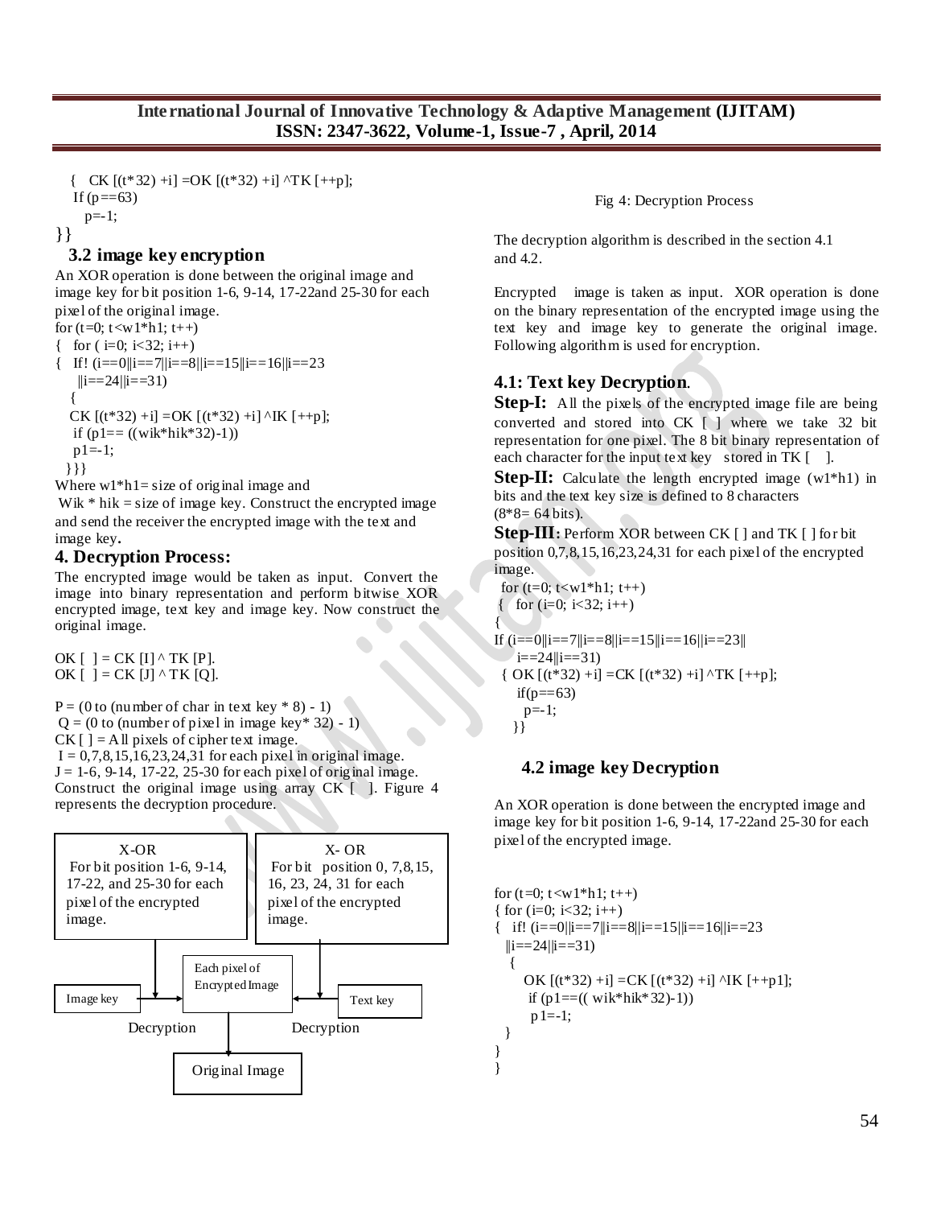```
{ CK [(t*32) +i] =OK [(t*32) +i] ^TK [++p];
 If (p==63)
   p=-1;
}}
```

### 3.2 image key encryption

An XOR operation is done between the original image and image key for bit position 1-6, 9-14, 17-22and 25-30 for each pixel of the original image.

```
for (t=0; t<w1*h1; t++)
{  for ( i=0; i<32; i++)
{  If! (i==0||i==7||i==8||i==15||i==16||i==23
    ||i==24||i==31)
  {
  CK [(t*32) +i] =OK [(t*32) +i] ^IK [++p];
   if (p1== ((wik*hik*32)-1))
   p1=-1;
  }}}
```

Where w1*h1= size of original image and

Wik * hik = size of image key. Construct the encrypted image and send the receiver the encrypted image with the text and image key.

## 4. Decryption Process:

The encrypted image would be taken as input. Convert the image into binary representation and perform bitwise XOR encrypted image, text key and image key. Now construct the original image.

OK [ ] = CK [I] ^ TK [P].
OK [ ] = CK [J] ^ TK [Q].

P = (0 to (number of char in text key * 8) - 1)
Q = (0 to (number of pixel in image key* 32) - 1)
CK [ ] = All pixels of cipher text image.
I = 0,7,8,15,16,23,24,31 for each pixel in original image.
J = 1-6, 9-14, 17-22, 25-30 for each pixel of original image.
Construct the original image using array CK [ ]. Figure 4 represents the decryption procedure.

X-OR For bit position 1-6, 9-14, 17-22, and 25-30 for each pixel of the encrypted image.

X- OR For bit position 0, 7,8,15, 16, 23, 24, 31 for each pixel of the encrypted image.

Image key → Each pixel of Encrypted Image ← Text key

Decryption Decryption

Original Image

Fig 4: Decryption Process

The decryption algorithm is described in the section 4.1 and 4.2.

Encrypted image is taken as input. XOR operation is done on the binary representation of the encrypted image using the text key and image key to generate the original image. Following algorithm is used for encryption.

### 4.1: Text key Decryption.

**Step-I:** All the pixels of the encrypted image file are being converted and stored into CK [ ] where we take 32 bit representation for one pixel. The 8 bit binary representation of each character for the input text key stored in TK [ ].

**Step-II:** Calculate the length encrypted image (w1*h1) in bits and the text key size is defined to 8 characters (8*8= 64 bits).

**Step-III:** Perform XOR between CK [ ] and TK [ ] for bit position 0,7,8,15,16,23,24,31 for each pixel of the encrypted image.

```
 for (t=0; t<w1*h1; t++)
 {  for (i=0; i<32; i++)
{
If (i==0||i==7||i==8||i==15||i==16||i==23||
    i==24||i==31)
 { OK [(t*32) +i] =CK [(t*32) +i] ^TK [++p];
    if(p==63)
     p=-1;
   }}
```

### 4.2 image key Decryption

An XOR operation is done between the encrypted image and image key for bit position 1-6, 9-14, 17-22and 25-30 for each pixel of the encrypted image.

```
for (t=0; t<w1*h1; t++)
{ for (i=0; i<32; i++)
{   if! (i==0||i==7||i==8||i==15||i==16||i==23
  ||i==24||i==31)
   {
      OK [(t*32) +i] =CK [(t*32) +i] ^IK [++p1];
       if (p1==(( wik*hik*32)-1))
        p1=-1;
  }
}
}
```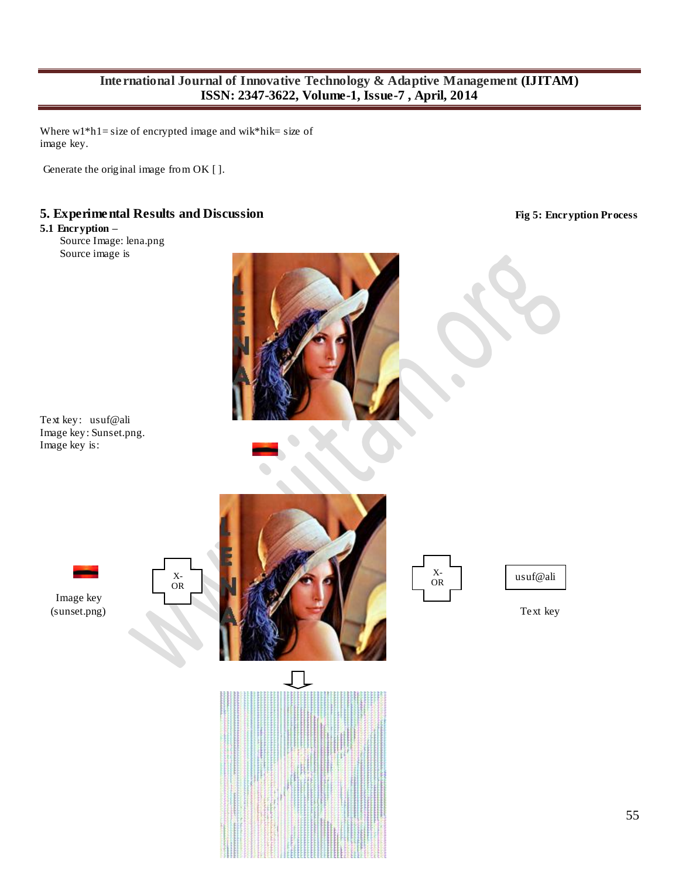Where w1*h1= size of encrypted image and wik*hik= size of image key.

Generate the original image from OK [ ].

## 5. Experimental Results and Discussion

### 5.1 Encryption –

Source Image: lena.png

Source image is

Text key: usuf@ali

Image key: Sunset.png.

Image key is:

Image key (sunset.png)

X-OR

X-OR

usuf@ali

Text key

**Fig 5: Encryption Process**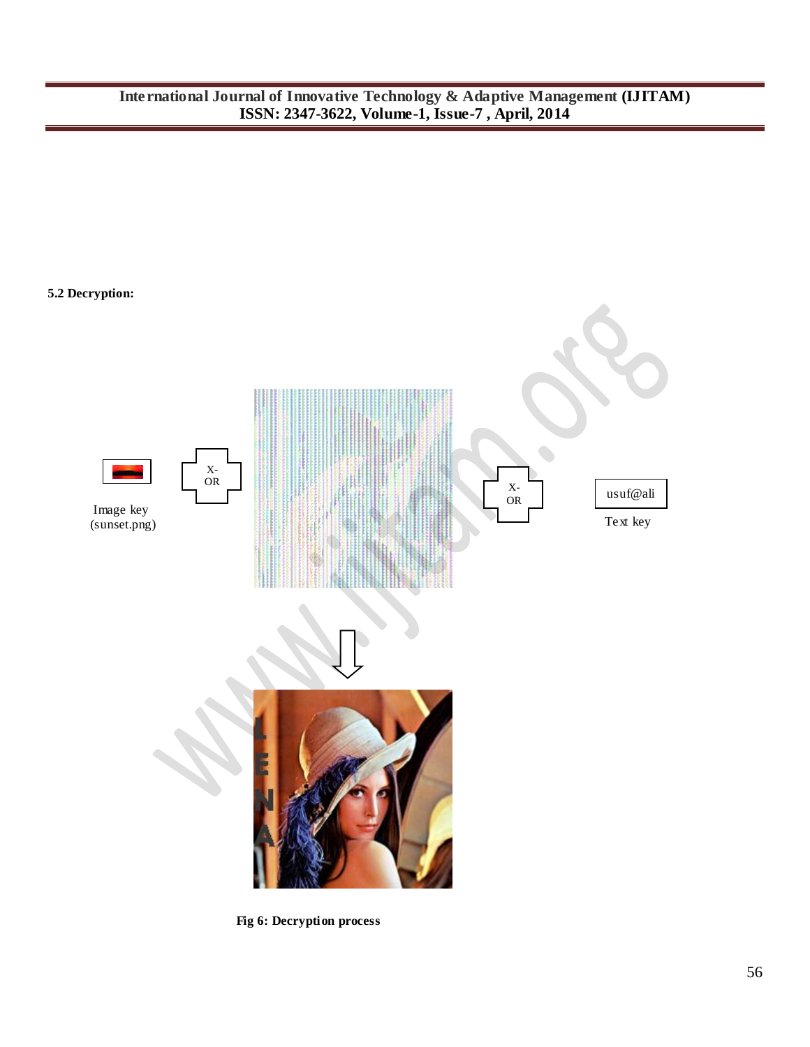### 5.2 Decryption:

Image key (sunset.png)

X-OR

X-OR

usuf@ali

Text key

**Fig 6: Decryption process**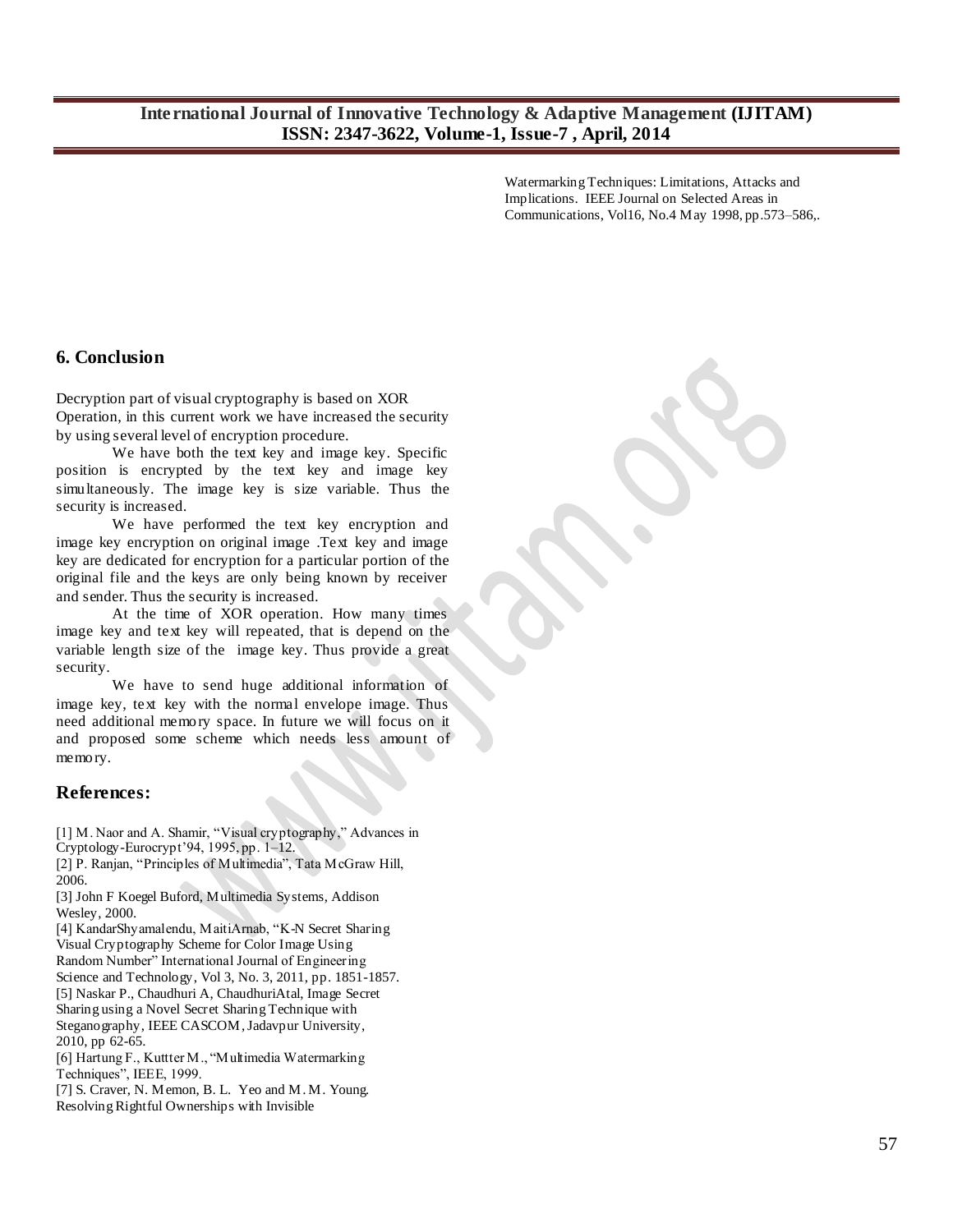## 6. Conclusion

Decryption part of visual cryptography is based on XOR Operation, in this current work we have increased the security by using several level of encryption procedure.

We have both the text key and image key. Specific position is encrypted by the text key and image key simultaneously. The image key is size variable. Thus the security is increased.

We have performed the text key encryption and image key encryption on original image .Text key and image key are dedicated for encryption for a particular portion of the original file and the keys are only being known by receiver and sender. Thus the security is increased.

At the time of XOR operation. How many times image key and text key will repeated, that is depend on the variable length size of the image key. Thus provide a great security.

We have to send huge additional information of image key, text key with the normal envelope image. Thus need additional memory space. In future we will focus on it and proposed some scheme which needs less amount of memory.

## References:

[1] M. Naor and A. Shamir, "Visual cryptography," Advances in Cryptology-Eurocrypt'94, 1995, pp. 1–12.

[2] P. Ranjan, "Principles of Multimedia", Tata McGraw Hill, 2006.

[3] John F Koegel Buford, Multimedia Systems, Addison Wesley, 2000.

[4] KandarShyamalendu, MaitiArnab, "K-N Secret Sharing Visual Cryptography Scheme for Color Image Using Random Number" International Journal of Engineering Science and Technology, Vol 3, No. 3, 2011, pp. 1851-1857.

[5] Naskar P., Chaudhuri A, ChaudhuriAtal, Image Secret Sharing using a Novel Secret Sharing Technique with Steganography, IEEE CASCOM, Jadavpur University, 2010, pp 62-65.

[6] Hartung F., Kuttter M., "Multimedia Watermarking Techniques", IEEE, 1999.

[7] S. Craver, N. Memon, B. L. Yeo and M. M. Young. Resolving Rightful Ownerships with Invisible Watermarking Techniques: Limitations, Attacks and Implications. IEEE Journal on Selected Areas in Communications, Vol16, No.4 May 1998, pp.573–586,.